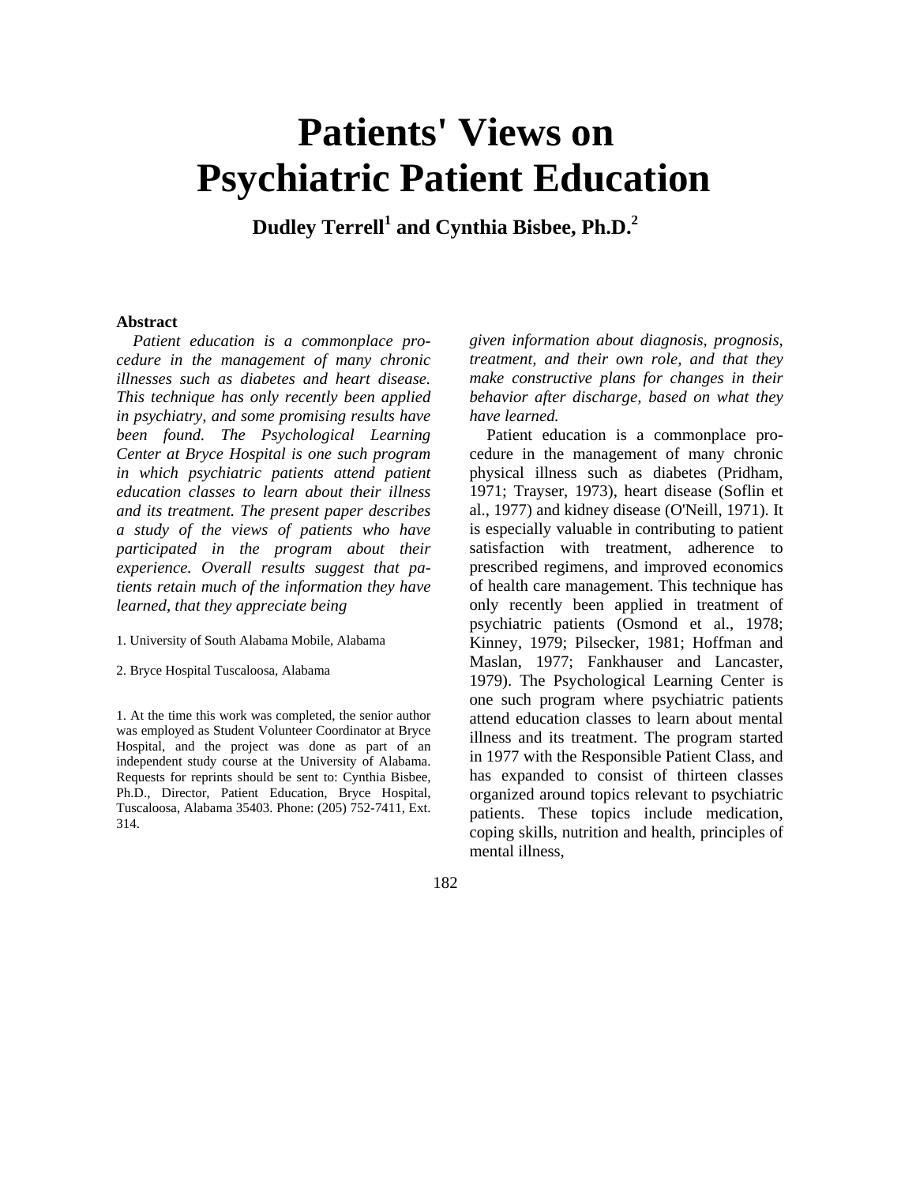# Patients' Views on Psychiatric Patient Education

**Dudley Terrell[1] and Cynthia Bisbee, Ph.D.[2]**

**Abstract**

*Patient education is a commonplace procedure in the management of many chronic illnesses such as diabetes and heart disease. This technique has only recently been applied in psychiatry, and some promising results have been found. The Psychological Learning Center at Bryce Hospital is one such program in which psychiatric patients attend patient education classes to learn about their illness and its treatment. The present paper describes a study of the views of patients who have participated in the program about their experience. Overall results suggest that patients retain much of the information they have learned, that they appreciate being given information about diagnosis, prognosis, treatment, and their own role, and that they make constructive plans for changes in their behavior after discharge, based on what they have learned.*

1. University of South Alabama Mobile, Alabama

2. Bryce Hospital Tuscaloosa, Alabama

1. At the time this work was completed, the senior author was employed as Student Volunteer Coordinator at Bryce Hospital, and the project was done as part of an independent study course at the University of Alabama. Requests for reprints should be sent to: Cynthia Bisbee, Ph.D., Director, Patient Education, Bryce Hospital, Tuscaloosa, Alabama 35403. Phone: (205) 752-7411, Ext. 314.

Patient education is a commonplace procedure in the management of many chronic physical illness such as diabetes (Pridham, 1971; Trayser, 1973), heart disease (Soflin et al., 1977) and kidney disease (O'Neill, 1971). It is especially valuable in contributing to patient satisfaction with treatment, adherence to prescribed regimens, and improved economics of health care management. This technique has only recently been applied in treatment of psychiatric patients (Osmond et al., 1978; Kinney, 1979; Pilsecker, 1981; Hoffman and Maslan, 1977; Fankhauser and Lancaster, 1979). The Psychological Learning Center is one such program where psychiatric patients attend education classes to learn about mental illness and its treatment. The program started in 1977 with the Responsible Patient Class, and has expanded to consist of thirteen classes organized around topics relevant to psychiatric patients. These topics include medication, coping skills, nutrition and health, principles of mental illness,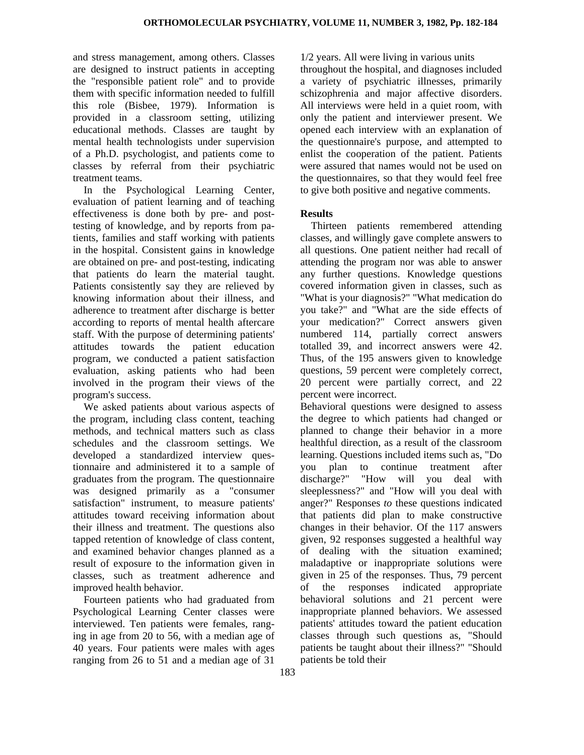and stress management, among others. Classes are designed to instruct patients in accepting the "responsible patient role" and to provide them with specific information needed to fulfill this role (Bisbee, 1979). Information is provided in a classroom setting, utilizing educational methods. Classes are taught by mental health technologists under supervision of a Ph.D. psychologist, and patients come to classes by referral from their psychiatric treatment teams.

In the Psychological Learning Center, evaluation of patient learning and of teaching effectiveness is done both by pre- and post-testing of knowledge, and by reports from patients, families and staff working with patients in the hospital. Consistent gains in knowledge are obtained on pre- and post-testing, indicating that patients do learn the material taught. Patients consistently say they are relieved by knowing information about their illness, and adherence to treatment after discharge is better according to reports of mental health aftercare staff. With the purpose of determining patients' attitudes towards the patient education program, we conducted a patient satisfaction evaluation, asking patients who had been involved in the program their views of the program's success.

We asked patients about various aspects of the program, including class content, teaching methods, and technical matters such as class schedules and the classroom settings. We developed a standardized interview questionnaire and administered it to a sample of graduates from the program. The questionnaire was designed primarily as a "consumer satisfaction" instrument, to measure patients' attitudes toward receiving information about their illness and treatment. The questions also tapped retention of knowledge of class content, and examined behavior changes planned as a result of exposure to the information given in classes, such as treatment adherence and improved health behavior.

Fourteen patients who had graduated from Psychological Learning Center classes were interviewed. Ten patients were females, ranging in age from 20 to 56, with a median age of 40 years. Four patients were males with ages ranging from 26 to 51 and a median age of 31 1/2 years. All were living in various units throughout the hospital, and diagnoses included a variety of psychiatric illnesses, primarily schizophrenia and major affective disorders. All interviews were held in a quiet room, with only the patient and interviewer present. We opened each interview with an explanation of the questionnaire's purpose, and attempted to enlist the cooperation of the patient. Patients were assured that names would not be used on the questionnaires, so that they would feel free to give both positive and negative comments.

**Results**

Thirteen patients remembered attending classes, and willingly gave complete answers to all questions. One patient neither had recall of attending the program nor was able to answer any further questions. Knowledge questions covered information given in classes, such as "What is your diagnosis?" "What medication do you take?" and "What are the side effects of your medication?" Correct answers given numbered 114, partially correct answers totalled 39, and incorrect answers were 42. Thus, of the 195 answers given to knowledge questions, 59 percent were completely correct, 20 percent were partially correct, and 22 percent were incorrect.

Behavioral questions were designed to assess the degree to which patients had changed or planned to change their behavior in a more healthful direction, as a result of the classroom learning. Questions included items such as, "Do you plan to continue treatment after discharge?" "How will you deal with sleeplessness?" and "How will you deal with anger?" Responses *to* these questions indicated that patients did plan to make constructive changes in their behavior. Of the 117 answers given, 92 responses suggested a healthful way of dealing with the situation examined; maladaptive or inappropriate solutions were given in 25 of the responses. Thus, 79 percent of the responses indicated appropriate behavioral solutions and 21 percent were inappropriate planned behaviors. We assessed patients' attitudes toward the patient education classes through such questions as, "Should patients be taught about their illness?" "Should patients be told their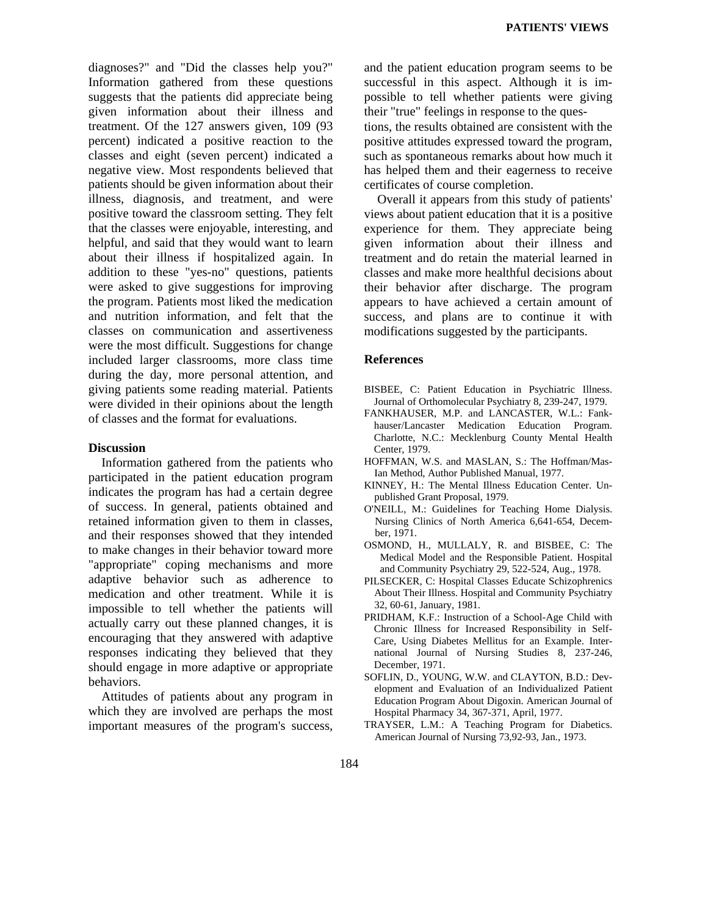diagnoses?" and "Did the classes help you?" Information gathered from these questions suggests that the patients did appreciate being given information about their illness and treatment. Of the 127 answers given, 109 (93 percent) indicated a positive reaction to the classes and eight (seven percent) indicated a negative view. Most respondents believed that patients should be given information about their illness, diagnosis, and treatment, and were positive toward the classroom setting. They felt that the classes were enjoyable, interesting, and helpful, and said that they would want to learn about their illness if hospitalized again. In addition to these "yes-no" questions, patients were asked to give suggestions for improving the program. Patients most liked the medication and nutrition information, and felt that the classes on communication and assertiveness were the most difficult. Suggestions for change included larger classrooms, more class time during the day, more personal attention, and giving patients some reading material. Patients were divided in their opinions about the length of classes and the format for evaluations.

## Discussion

Information gathered from the patients who participated in the patient education program indicates the program has had a certain degree of success. In general, patients obtained and retained information given to them in classes, and their responses showed that they intended to make changes in their behavior toward more "appropriate" coping mechanisms and more adaptive behavior such as adherence to medication and other treatment. While it is impossible to tell whether the patients will actually carry out these planned changes, it is encouraging that they answered with adaptive responses indicating they believed that they should engage in more adaptive or appropriate behaviors.

Attitudes of patients about any program in which they are involved are perhaps the most important measures of the program's success, and the patient education program seems to be successful in this aspect. Although it is impossible to tell whether patients were giving their "true" feelings in response to the questions, the results obtained are consistent with the positive attitudes expressed toward the program, such as spontaneous remarks about how much it has helped them and their eagerness to receive certificates of course completion.

Overall it appears from this study of patients' views about patient education that it is a positive experience for them. They appreciate being given information about their illness and treatment and do retain the material learned in classes and make more healthful decisions about their behavior after discharge. The program appears to have achieved a certain amount of success, and plans are to continue it with modifications suggested by the participants.

## References

BISBEE, C: Patient Education in Psychiatric Illness. Journal of Orthomolecular Psychiatry 8, 239-247, 1979.

FANKHAUSER, M.P. and LANCASTER, W.L.: Fankhauser/Lancaster Medication Education Program. Charlotte, N.C.: Mecklenburg County Mental Health Center, 1979.

HOFFMAN, W.S. and MASLAN, S.: The Hoffman/Maslan Method, Author Published Manual, 1977.

KINNEY, H.: The Mental Illness Education Center. Unpublished Grant Proposal, 1979.

O'NEILL, M.: Guidelines for Teaching Home Dialysis. Nursing Clinics of North America 6,641-654, December, 1971.

OSMOND, H., MULLALY, R. and BISBEE, C: The Medical Model and the Responsible Patient. Hospital and Community Psychiatry 29, 522-524, Aug., 1978.

PILSECKER, C: Hospital Classes Educate Schizophrenics About Their Illness. Hospital and Community Psychiatry 32, 60-61, January, 1981.

PRIDHAM, K.F.: Instruction of a School-Age Child with Chronic Illness for Increased Responsibility in Self-Care, Using Diabetes Mellitus for an Example. International Journal of Nursing Studies 8, 237-246, December, 1971.

SOFLIN, D., YOUNG, W.W. and CLAYTON, B.D.: Development and Evaluation of an Individualized Patient Education Program About Digoxin. American Journal of Hospital Pharmacy 34, 367-371, April, 1977.

TRAYSER, L.M.: A Teaching Program for Diabetics. American Journal of Nursing 73,92-93, Jan., 1973.